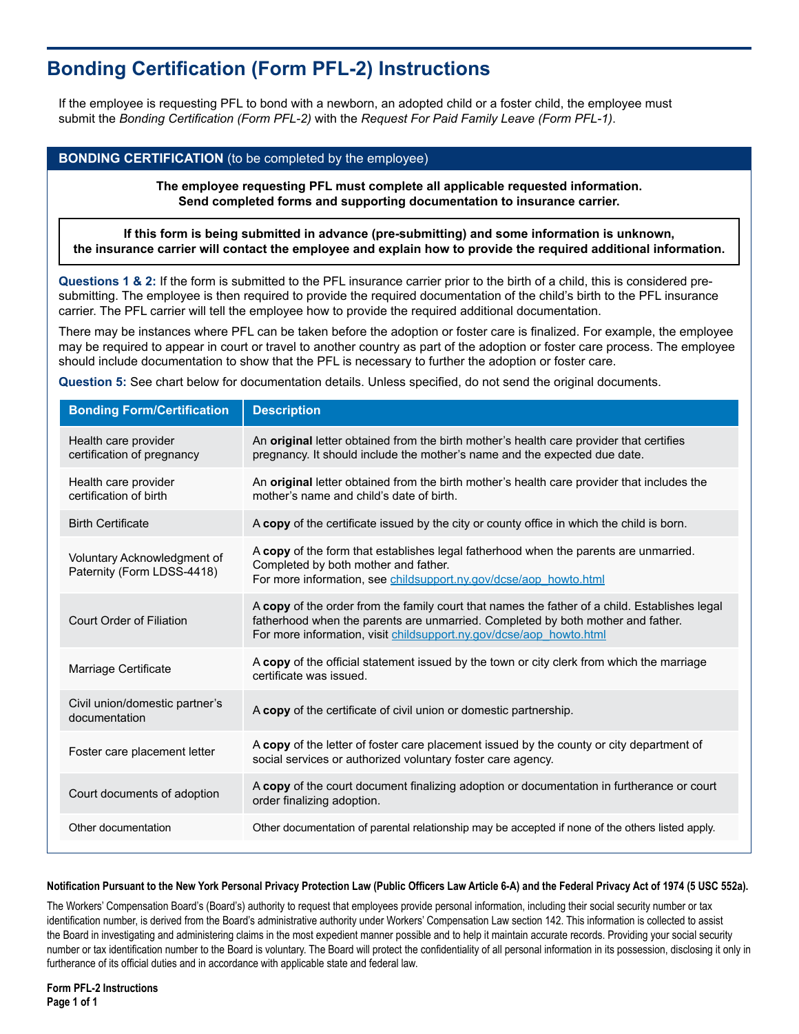# Bonding Certification (Form PFL-2) Instructions

If the employee is requesting PFL to bond with a newborn, an adopted child or a foster child, the employee must submit the *Bonding Certification (Form PFL-2)* with the *Request For Paid Family Leave (Form PFL-1)*.

## BONDING CERTIFICATION (to be completed by the employee)

**The employee requesting PFL must complete all applicable requested information. Send completed forms and supporting documentation to insurance carrier.**

**If this form is being submitted in advance (pre-submitting) and some information is unknown, the insurance carrier will contact the employee and explain how to provide the required additional information.**

**Questions 1 & 2:** If the form is submitted to the PFL insurance carrier prior to the birth of a child, this is considered pre-submitting. The employee is then required to provide the required documentation of the child's birth to the PFL insurance carrier. The PFL carrier will tell the employee how to provide the required additional documentation.

There may be instances where PFL can be taken before the adoption or foster care is finalized. For example, the employee may be required to appear in court or travel to another country as part of the adoption or foster care process. The employee should include documentation to show that the PFL is necessary to further the adoption or foster care.

**Question 5:** See chart below for documentation details. Unless specified, do not send the original documents.

| Bonding Form/Certification | Description |
|---|---|
| Health care provider certification of pregnancy | An **original** letter obtained from the birth mother's health care provider that certifies pregnancy. It should include the mother's name and the expected due date. |
| Health care provider certification of birth | An **original** letter obtained from the birth mother's health care provider that includes the mother's name and child's date of birth. |
| Birth Certificate | A **copy** of the certificate issued by the city or county office in which the child is born. |
| Voluntary Acknowledgment of Paternity (Form LDSS-4418) | A **copy** of the form that establishes legal fatherhood when the parents are unmarried. Completed by both mother and father. For more information, see childsupport.ny.gov/dcse/aop_howto.html |
| Court Order of Filiation | A **copy** of the order from the family court that names the father of a child. Establishes legal fatherhood when the parents are unmarried. Completed by both mother and father. For more information, visit childsupport.ny.gov/dcse/aop_howto.html |
| Marriage Certificate | A **copy** of the official statement issued by the town or city clerk from which the marriage certificate was issued. |
| Civil union/domestic partner's documentation | A **copy** of the certificate of civil union or domestic partnership. |
| Foster care placement letter | A **copy** of the letter of foster care placement issued by the county or city department of social services or authorized voluntary foster care agency. |
| Court documents of adoption | A **copy** of the court document finalizing adoption or documentation in furtherance or court order finalizing adoption. |
| Other documentation | Other documentation of parental relationship may be accepted if none of the others listed apply. |

**Notification Pursuant to the New York Personal Privacy Protection Law (Public Officers Law Article 6-A) and the Federal Privacy Act of 1974 (5 USC 552a).**

The Workers' Compensation Board's (Board's) authority to request that employees provide personal information, including their social security number or tax identification number, is derived from the Board's administrative authority under Workers' Compensation Law section 142. This information is collected to assist the Board in investigating and administering claims in the most expedient manner possible and to help it maintain accurate records. Providing your social security number or tax identification number to the Board is voluntary. The Board will protect the confidentiality of all personal information in its possession, disclosing it only in furtherance of its official duties and in accordance with applicable state and federal law.

**Form PFL-2 Instructions**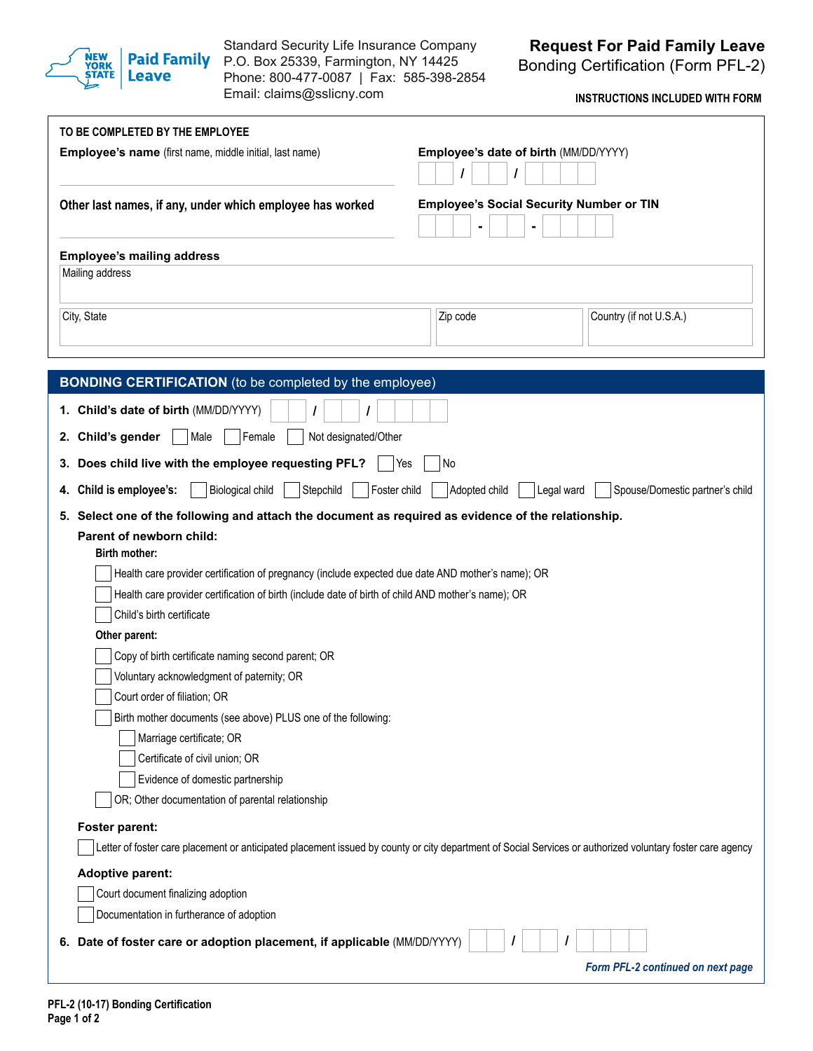NEW YORK STATE | Paid Family Leave

Standard Security Life Insurance Company
P.O. Box 25339, Farmington, NY 14425
Phone: 800-477-0087 | Fax: 585-398-2854
Email: claims@sslicny.com

# Request For Paid Family Leave
## Bonding Certification (Form PFL-2)

**INSTRUCTIONS INCLUDED WITH FORM**

**TO BE COMPLETED BY THE EMPLOYEE**

**Employee's name** (first name, middle initial, last name)

**Employee's date of birth** (MM/DD/YYYY) ☐☐ / ☐☐ / ☐☐☐☐

**Other last names, if any, under which employee has worked**

**Employee's Social Security Number or TIN** ☐☐☐ - ☐☐ - ☐☐☐☐

**Employee's mailing address**

Mailing address

City, State | Zip code | Country (if not U.S.A.)

## BONDING CERTIFICATION (to be completed by the employee)

1. **Child's date of birth** (MM/DD/YYYY) ☐☐ / ☐☐ / ☐☐☐☐
2. **Child's gender** ☐ Male ☐ Female ☐ Not designated/Other
3. **Does child live with the employee requesting PFL?** ☐ Yes ☐ No
4. **Child is employee's:** ☐ Biological child ☐ Stepchild ☐ Foster child ☐ Adopted child ☐ Legal ward ☐ Spouse/Domestic partner's child
5. **Select one of the following and attach the document as required as evidence of the relationship.**

   **Parent of newborn child:**

   **Birth mother:**
   - ☐ Health care provider certification of pregnancy (include expected due date AND mother's name); OR
   - ☐ Health care provider certification of birth (include date of birth of child AND mother's name); OR
   - ☐ Child's birth certificate

   **Other parent:**
   - ☐ Copy of birth certificate naming second parent; OR
   - ☐ Voluntary acknowledgment of paternity; OR
   - ☐ Court order of filiation; OR
   - ☐ Birth mother documents (see above) PLUS one of the following:
     - ☐ Marriage certificate; OR
     - ☐ Certificate of civil union; OR
     - ☐ Evidence of domestic partnership
   - ☐ OR; Other documentation of parental relationship

   **Foster parent:**
   - ☐ Letter of foster care placement or anticipated placement issued by county or city department of Social Services or authorized voluntary foster care agency

   **Adoptive parent:**
   - ☐ Court document finalizing adoption
   - ☐ Documentation in furtherance of adoption

6. **Date of foster care or adoption placement, if applicable** (MM/DD/YYYY) ☐☐ / ☐☐ / ☐☐☐☐

*Form PFL-2 continued on next page*

PFL-2 (10-17) Bonding Certification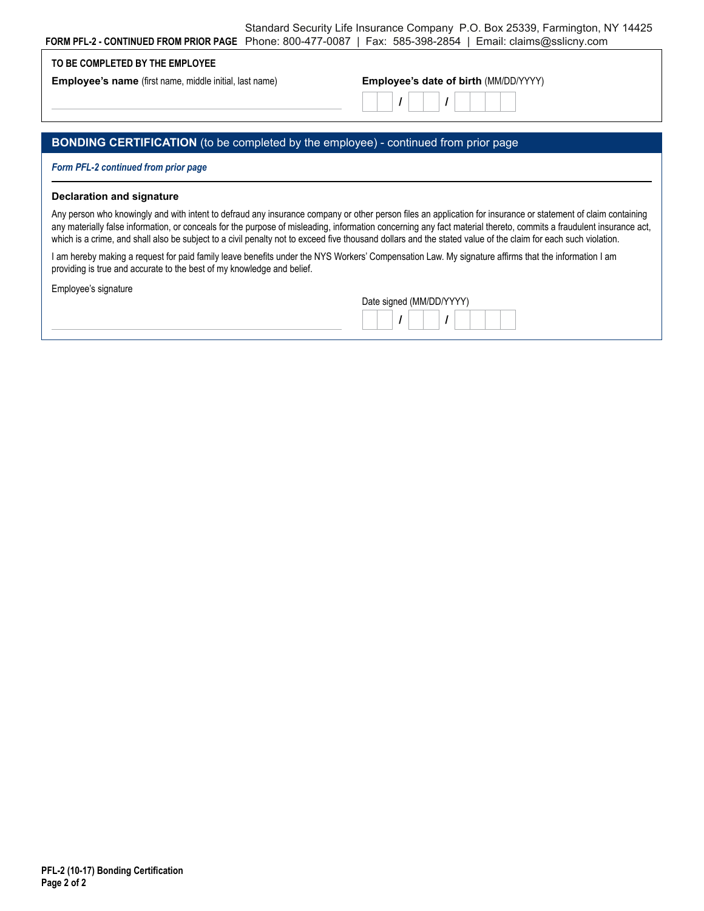Standard Security Life Insurance Company P.O. Box 25339, Farmington, NY 14425

**FORM PFL-2 - CONTINUED FROM PRIOR PAGE** Phone: 800-477-0087 | Fax: 585-398-2854 | Email: claims@sslicny.com

**TO BE COMPLETED BY THE EMPLOYEE**

**Employee's name** (first name, middle initial, last name)

**Employee's date of birth** (MM/DD/YYYY)

\_\_ \_\_ / \_\_ \_\_ / \_\_ \_\_ \_\_ \_\_

## BONDING CERTIFICATION (to be completed by the employee) - continued from prior page

***Form PFL-2 continued from prior page***

### Declaration and signature

Any person who knowingly and with intent to defraud any insurance company or other person files an application for insurance or statement of claim containing any materially false information, or conceals for the purpose of misleading, information concerning any fact material thereto, commits a fraudulent insurance act, which is a crime, and shall also be subject to a civil penalty not to exceed five thousand dollars and the stated value of the claim for each such violation.

I am hereby making a request for paid family leave benefits under the NYS Workers' Compensation Law. My signature affirms that the information I am providing is true and accurate to the best of my knowledge and belief.

Employee's signature

Date signed (MM/DD/YYYY)

\_\_ \_\_ / \_\_ \_\_ / \_\_ \_\_ \_\_ \_\_

PFL-2 (10-17) Bonding Certification